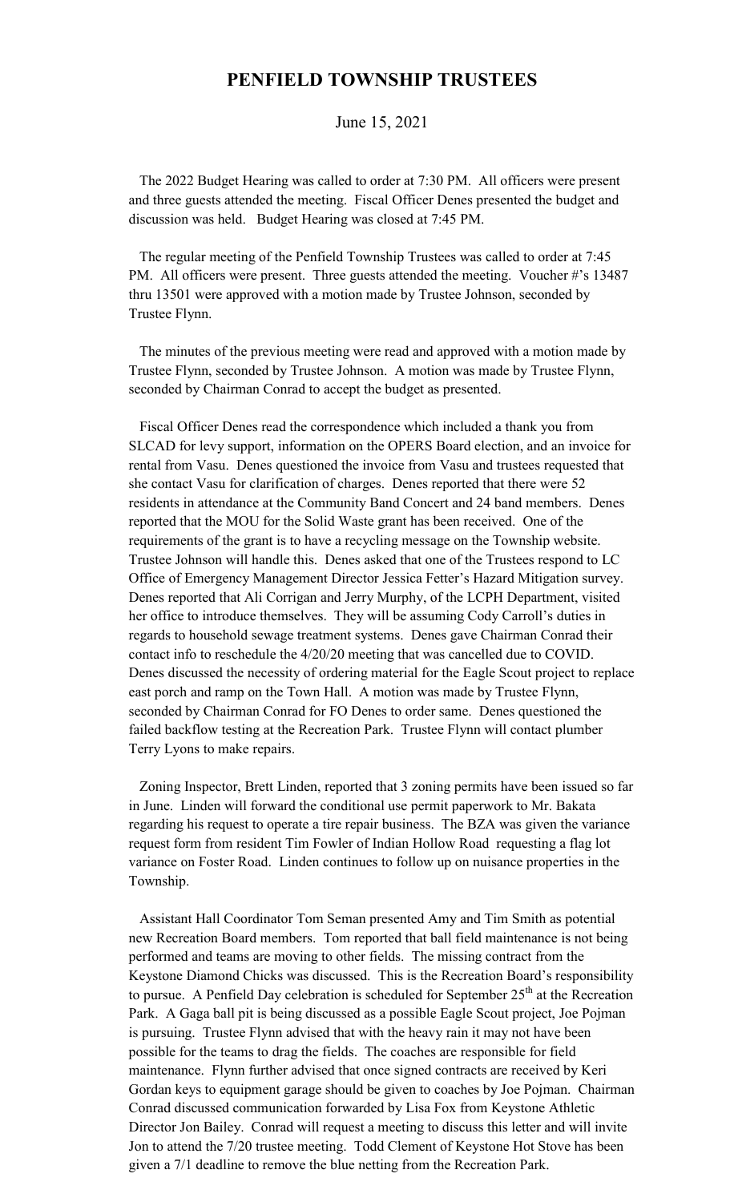# PENFIELD TOWNSHIP TRUSTEES

June 15, 2021

The 2022 Budget Hearing was called to order at 7:30 PM. All officers were present and three guests attended the meeting. Fiscal Officer Denes presented the budget and discussion was held. Budget Hearing was closed at 7:45 PM.

The regular meeting of the Penfield Township Trustees was called to order at 7:45 PM. All officers were present. Three guests attended the meeting. Voucher #'s 13487 thru 13501 were approved with a motion made by Trustee Johnson, seconded by Trustee Flynn.

The minutes of the previous meeting were read and approved with a motion made by Trustee Flynn, seconded by Trustee Johnson. A motion was made by Trustee Flynn, seconded by Chairman Conrad to accept the budget as presented.

Fiscal Officer Denes read the correspondence which included a thank you from SLCAD for levy support, information on the OPERS Board election, and an invoice for rental from Vasu. Denes questioned the invoice from Vasu and trustees requested that she contact Vasu for clarification of charges. Denes reported that there were 52 residents in attendance at the Community Band Concert and 24 band members. Denes reported that the MOU for the Solid Waste grant has been received. One of the requirements of the grant is to have a recycling message on the Township website. Trustee Johnson will handle this. Denes asked that one of the Trustees respond to LC Office of Emergency Management Director Jessica Fetter's Hazard Mitigation survey. Denes reported that Ali Corrigan and Jerry Murphy, of the LCPH Department, visited her office to introduce themselves. They will be assuming Cody Carroll's duties in regards to household sewage treatment systems. Denes gave Chairman Conrad their contact info to reschedule the 4/20/20 meeting that was cancelled due to COVID. Denes discussed the necessity of ordering material for the Eagle Scout project to replace east porch and ramp on the Town Hall. A motion was made by Trustee Flynn, seconded by Chairman Conrad for FO Denes to order same. Denes questioned the failed backflow testing at the Recreation Park. Trustee Flynn will contact plumber Terry Lyons to make repairs.

Zoning Inspector, Brett Linden, reported that 3 zoning permits have been issued so far in June. Linden will forward the conditional use permit paperwork to Mr. Bakata regarding his request to operate a tire repair business. The BZA was given the variance request form from resident Tim Fowler of Indian Hollow Road requesting a flag lot variance on Foster Road. Linden continues to follow up on nuisance properties in the Township.

Assistant Hall Coordinator Tom Seman presented Amy and Tim Smith as potential new Recreation Board members. Tom reported that ball field maintenance is not being performed and teams are moving to other fields. The missing contract from the Keystone Diamond Chicks was discussed. This is the Recreation Board's responsibility to pursue. A Penfield Day celebration is scheduled for September 25th at the Recreation Park. A Gaga ball pit is being discussed as a possible Eagle Scout project, Joe Pojman is pursuing. Trustee Flynn advised that with the heavy rain it may not have been possible for the teams to drag the fields. The coaches are responsible for field maintenance. Flynn further advised that once signed contracts are received by Keri Gordan keys to equipment garage should be given to coaches by Joe Pojman. Chairman Conrad discussed communication forwarded by Lisa Fox from Keystone Athletic Director Jon Bailey. Conrad will request a meeting to discuss this letter and will invite Jon to attend the 7/20 trustee meeting. Todd Clement of Keystone Hot Stove has been given a 7/1 deadline to remove the blue netting from the Recreation Park.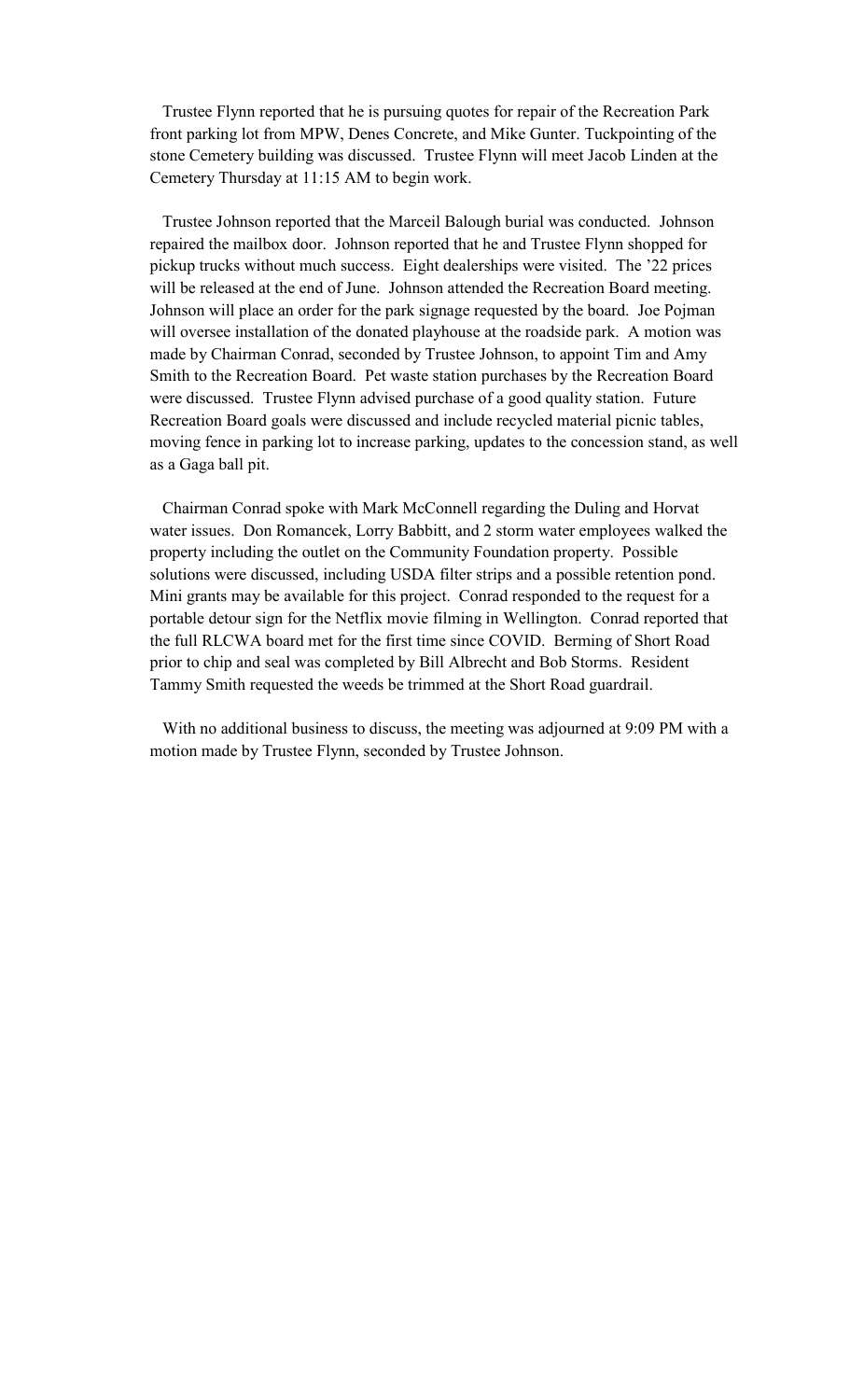Trustee Flynn reported that he is pursuing quotes for repair of the Recreation Park front parking lot from MPW, Denes Concrete, and Mike Gunter. Tuckpointing of the stone Cemetery building was discussed. Trustee Flynn will meet Jacob Linden at the Cemetery Thursday at 11:15 AM to begin work.

Trustee Johnson reported that the Marceil Balough burial was conducted. Johnson repaired the mailbox door. Johnson reported that he and Trustee Flynn shopped for pickup trucks without much success. Eight dealerships were visited. The '22 prices will be released at the end of June. Johnson attended the Recreation Board meeting. Johnson will place an order for the park signage requested by the board. Joe Pojman will oversee installation of the donated playhouse at the roadside park. A motion was made by Chairman Conrad, seconded by Trustee Johnson, to appoint Tim and Amy Smith to the Recreation Board. Pet waste station purchases by the Recreation Board were discussed. Trustee Flynn advised purchase of a good quality station. Future Recreation Board goals were discussed and include recycled material picnic tables, moving fence in parking lot to increase parking, updates to the concession stand, as well as a Gaga ball pit.

Chairman Conrad spoke with Mark McConnell regarding the Duling and Horvat water issues. Don Romancek, Lorry Babbitt, and 2 storm water employees walked the property including the outlet on the Community Foundation property. Possible solutions were discussed, including USDA filter strips and a possible retention pond. Mini grants may be available for this project. Conrad responded to the request for a portable detour sign for the Netflix movie filming in Wellington. Conrad reported that the full RLCWA board met for the first time since COVID. Berming of Short Road prior to chip and seal was completed by Bill Albrecht and Bob Storms. Resident Tammy Smith requested the weeds be trimmed at the Short Road guardrail.

With no additional business to discuss, the meeting was adjourned at 9:09 PM with a motion made by Trustee Flynn, seconded by Trustee Johnson.